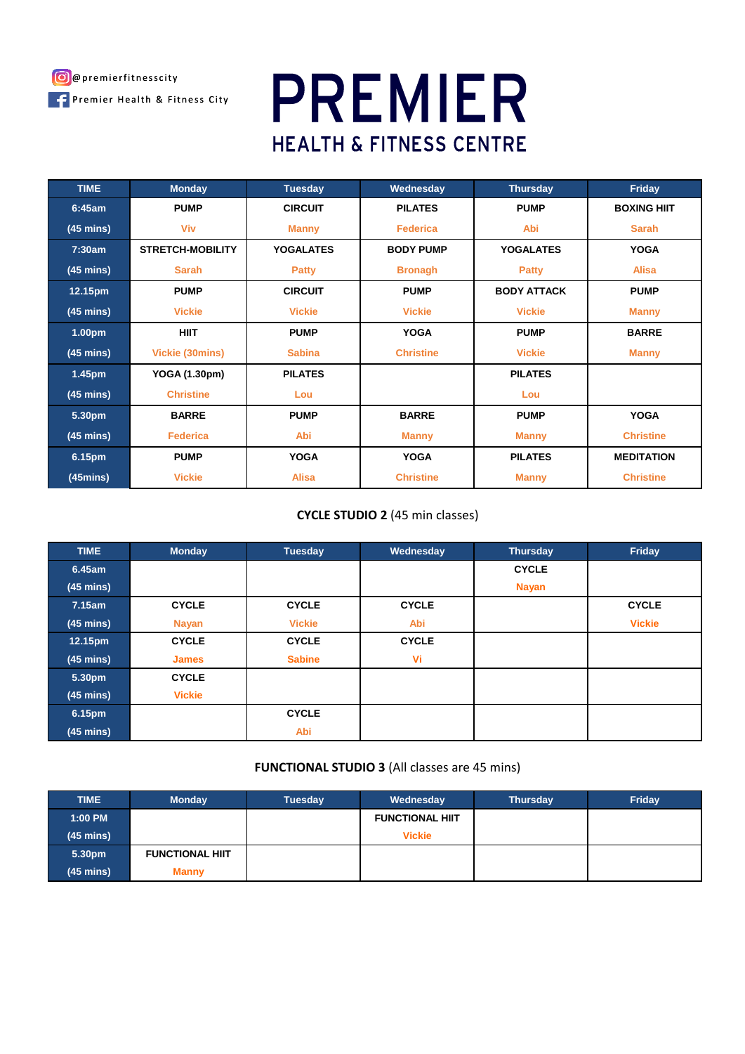@premierfitnesscity

Premier Health & Fitness City

# PREMIER
## HEALTH & FITNESS CENTRE

| TIME | Monday | Tuesday | Wednesday | Thursday | Friday |
|---|---|---|---|---|---|
| 6:45am (45 mins) | PUMP Viv | CIRCUIT Manny | PILATES Federica | PUMP Abi | BOXING HIIT Sarah |
| 7:30am (45 mins) | STRETCH-MOBILITY Sarah | YOGALATES Patty | BODY PUMP Bronagh | YOGALATES Patty | YOGA Alisa |
| 12.15pm (45 mins) | PUMP Vickie | CIRCUIT Vickie | PUMP Vickie | BODY ATTACK Vickie | PUMP Manny |
| 1.00pm (45 mins) | HIIT Vickie (30mins) | PUMP Sabina | YOGA Christine | PUMP Vickie | BARRE Manny |
| 1.45pm (45 mins) | YOGA (1.30pm) Christine | PILATES Lou | | PILATES Lou | |
| 5.30pm (45 mins) | BARRE Federica | PUMP Abi | BARRE Manny | PUMP Manny | YOGA Christine |
| 6.15pm (45mins) | PUMP Vickie | YOGA Alisa | YOGA Christine | PILATES Manny | MEDITATION Christine |

**CYCLE STUDIO 2** (45 min classes)

| TIME | Monday | Tuesday | Wednesday | Thursday | Friday |
|---|---|---|---|---|---|
| 6.45am (45 mins) | | | | CYCLE Nayan | |
| 7.15am (45 mins) | CYCLE Nayan | CYCLE Vickie | CYCLE Abi | | CYCLE Vickie |
| 12.15pm (45 mins) | CYCLE James | CYCLE Sabine | CYCLE Vi | | |
| 5.30pm (45 mins) | CYCLE Vickie | | | | |
| 6.15pm (45 mins) | | CYCLE Abi | | | |

**FUNCTIONAL STUDIO 3** (All classes are 45 mins)

| TIME | Monday | Tuesday | Wednesday | Thursday | Friday |
|---|---|---|---|---|---|
| 1:00 PM (45 mins) | | | FUNCTIONAL HIIT Vickie | | |
| 5.30pm (45 mins) | FUNCTIONAL HIIT Manny | | | | |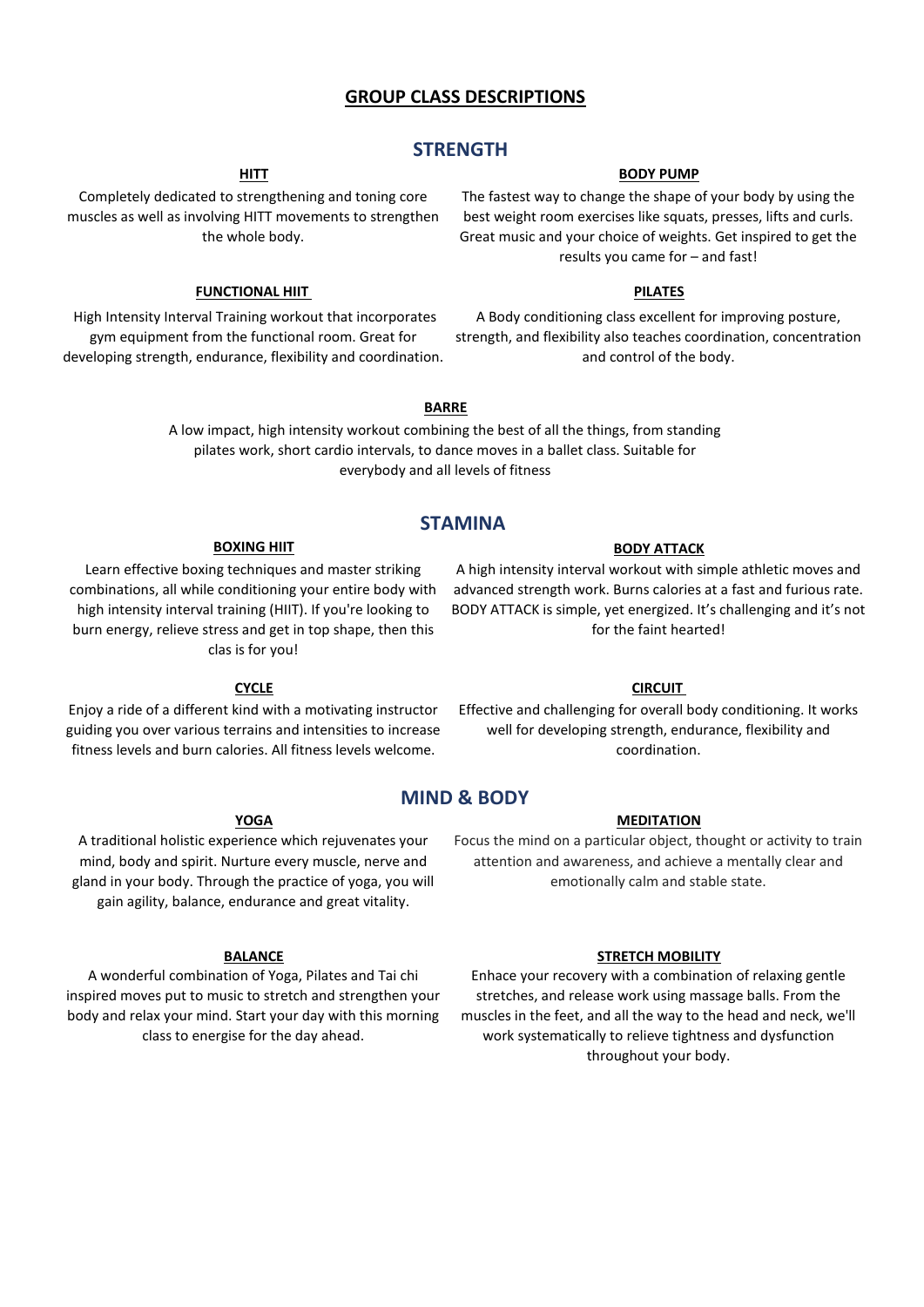# GROUP CLASS DESCRIPTIONS

## STRENGTH

### HITT

Completely dedicated to strengthening and toning core muscles as well as involving HITT movements to strengthen the whole body.

### BODY PUMP

The fastest way to change the shape of your body by using the best weight room exercises like squats, presses, lifts and curls. Great music and your choice of weights. Get inspired to get the results you came for – and fast!

### FUNCTIONAL HIIT

High Intensity Interval Training workout that incorporates gym equipment from the functional room. Great for developing strength, endurance, flexibility and coordination.

### PILATES

A Body conditioning class excellent for improving posture, strength, and flexibility also teaches coordination, concentration and control of the body.

### BARRE

A low impact, high intensity workout combining the best of all the things, from standing pilates work, short cardio intervals, to dance moves in a ballet class. Suitable for everybody and all levels of fitness

## STAMINA

### BOXING HIIT

Learn effective boxing techniques and master striking combinations, all while conditioning your entire body with high intensity interval training (HIIT). If you're looking to burn energy, relieve stress and get in top shape, then this clas is for you!

### BODY ATTACK

A high intensity interval workout with simple athletic moves and advanced strength work. Burns calories at a fast and furious rate. BODY ATTACK is simple, yet energized. It's challenging and it's not for the faint hearted!

### CYCLE

Enjoy a ride of a different kind with a motivating instructor guiding you over various terrains and intensities to increase fitness levels and burn calories. All fitness levels welcome.

### CIRCUIT

Effective and challenging for overall body conditioning. It works well for developing strength, endurance, flexibility and coordination.

## MIND & BODY

### YOGA

A traditional holistic experience which rejuvenates your mind, body and spirit. Nurture every muscle, nerve and gland in your body. Through the practice of yoga, you will gain agility, balance, endurance and great vitality.

### MEDITATION

Focus the mind on a particular object, thought or activity to train attention and awareness, and achieve a mentally clear and emotionally calm and stable state.

### BALANCE

A wonderful combination of Yoga, Pilates and Tai chi inspired moves put to music to stretch and strengthen your body and relax your mind. Start your day with this morning class to energise for the day ahead.

### STRETCH MOBILITY

Enhace your recovery with a combination of relaxing gentle stretches, and release work using massage balls. From the muscles in the feet, and all the way to the head and neck, we'll work systematically to relieve tightness and dysfunction throughout your body.